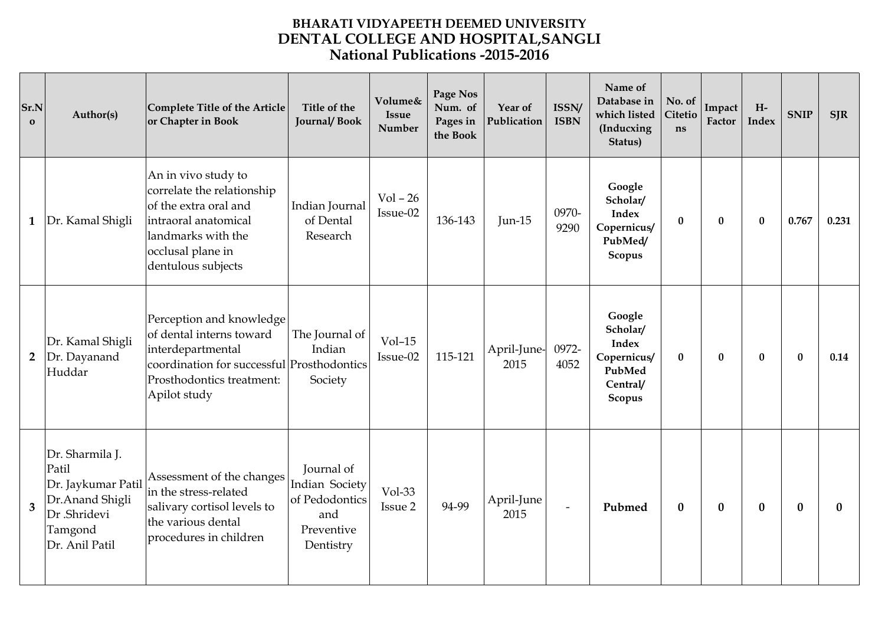# BHARATI VIDYAPEETH DEEMED UNIVERSITY
## DENTAL COLLEGE AND HOSPITAL,SANGLI
### National Publications -2015-2016

| Sr.No | Author(s) | Complete Title of the Article or Chapter in Book | Title of the Journal/ Book | Volume& Issue Number | Page Nos Num. of Pages in the Book | Year of Publication | ISSN/ ISBN | Name of Database in which listed (Inducxing Status) | No. of Citetions | Impact Factor | H-Index | SNIP | SJR |
|---|---|---|---|---|---|---|---|---|---|---|---|---|---|
| 1 | Dr. Kamal Shigli | An in vivo study to correlate the relationship of the extra oral and intraoral anatomical landmarks with the occlusal plane in dentulous subjects | Indian Journal of Dental Research | Vol – 26 Issue-02 | 136-143 | Jun-15 | 0970-9290 | **Google Scholar/ Index Copernicus/ PubMed/ Scopus** | **0** | **0** | **0** | **0.767** | **0.231** |
| 2 | Dr. Kamal Shigli Dr. Dayanand Huddar | Perception and knowledge of dental interns toward interdepartmental coordination for successful Prosthodontics treatment: Apilot study | The Journal of Indian Prosthodontics Society | Vol–15 Issue-02 | 115-121 | April-June-2015 | 0972-4052 | **Google Scholar/ Index Copernicus/ PubMed Central/ Scopus** | **0** | **0** | **0** | **0** | **0.14** |
| 3 | Dr. Sharmila J. Patil Dr. Jaykumar Patil Dr.Anand Shigli Dr .Shridevi Tamgond Dr. Anil Patil | Assessment of the changes in the stress-related salivary cortisol levels to the various dental procedures in children | Journal of Indian Society of Pedodontics and Preventive Dentistry | Vol-33 Issue 2 | 94-99 | April-June 2015 | - | **Pubmed** | **0** | **0** | **0** | **0** | **0** |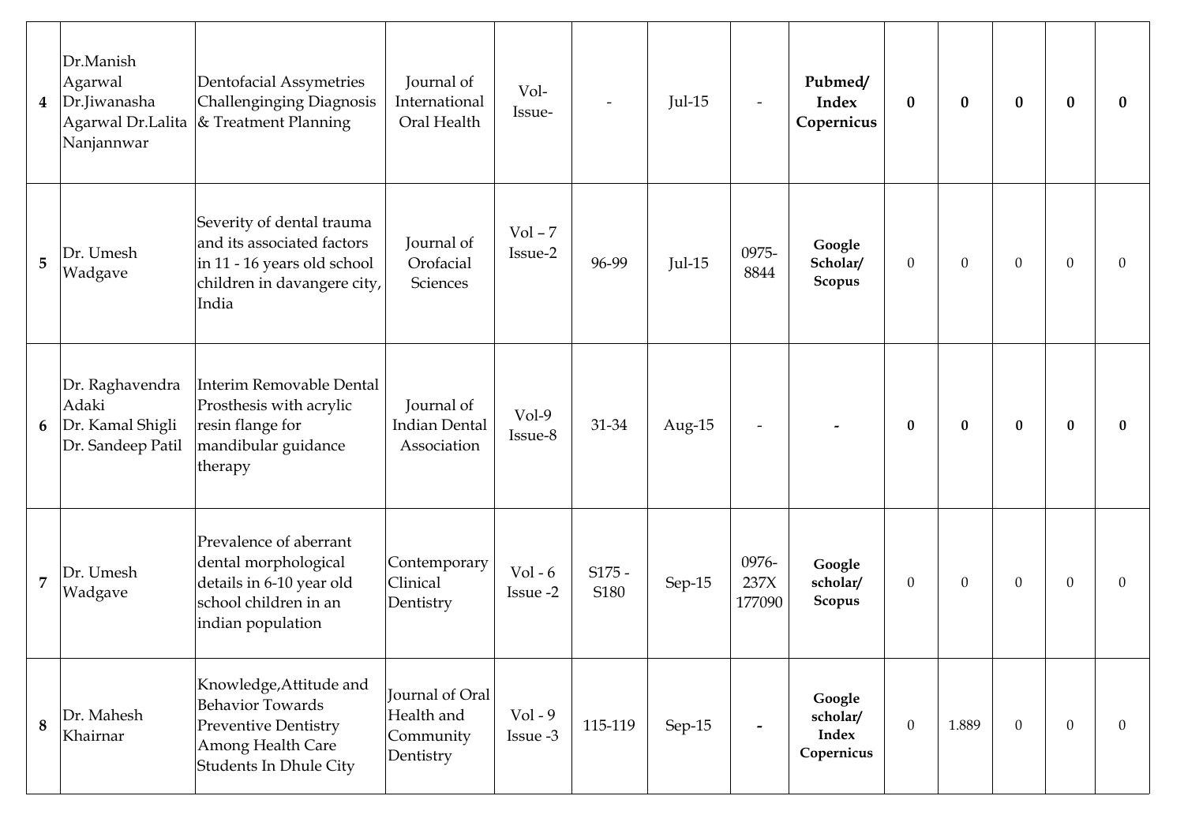| 4 | Dr.Manish Agarwal Dr.Jiwanasha Agarwal Dr.Lalita Nanjannwar | Dentofacial Assymetries Challenginging Diagnosis & Treatment Planning | Journal of International Oral Health | Vol- Issue- | - | Jul-15 | - | **Pubmed/ Index Copernicus** | **0** | **0** | **0** | **0** | **0** |
|---|---|---|---|---|---|---|---|---|---|---|---|---|---|
| 5 | Dr. Umesh Wadgave | Severity of dental trauma and its associated factors in 11 - 16 years old school children in davangere city, India | Journal of Orofacial Sciences | Vol – 7 Issue-2 | 96-99 | Jul-15 | 0975-8844 | **Google Scholar/ Scopus** | 0 | 0 | 0 | 0 | 0 |
| 6 | Dr. Raghavendra Adaki Dr. Kamal Shigli Dr. Sandeep Patil | Interim Removable Dental Prosthesis with acrylic resin flange for mandibular guidance therapy | Journal of Indian Dental Association | Vol-9 Issue-8 | 31-34 | Aug-15 | - | **-** | **0** | **0** | **0** | **0** | **0** |
| 7 | Dr. Umesh Wadgave | Prevalence of aberrant dental morphological details in 6-10 year old school children in an indian population | Contemporary Clinical Dentistry | Vol - 6 Issue -2 | S175 - S180 | Sep-15 | 0976-237X 177090 | **Google scholar/ Scopus** | 0 | 0 | 0 | 0 | 0 |
| 8 | Dr. Mahesh Khairnar | Knowledge,Attitude and Behavior Towards Preventive Dentistry Among Health Care Students In Dhule City | Journal of Oral Health and Community Dentistry | Vol - 9 Issue -3 | 115-119 | Sep-15 | **-** | **Google scholar/ Index Copernicus** | 0 | 1.889 | 0 | 0 | 0 |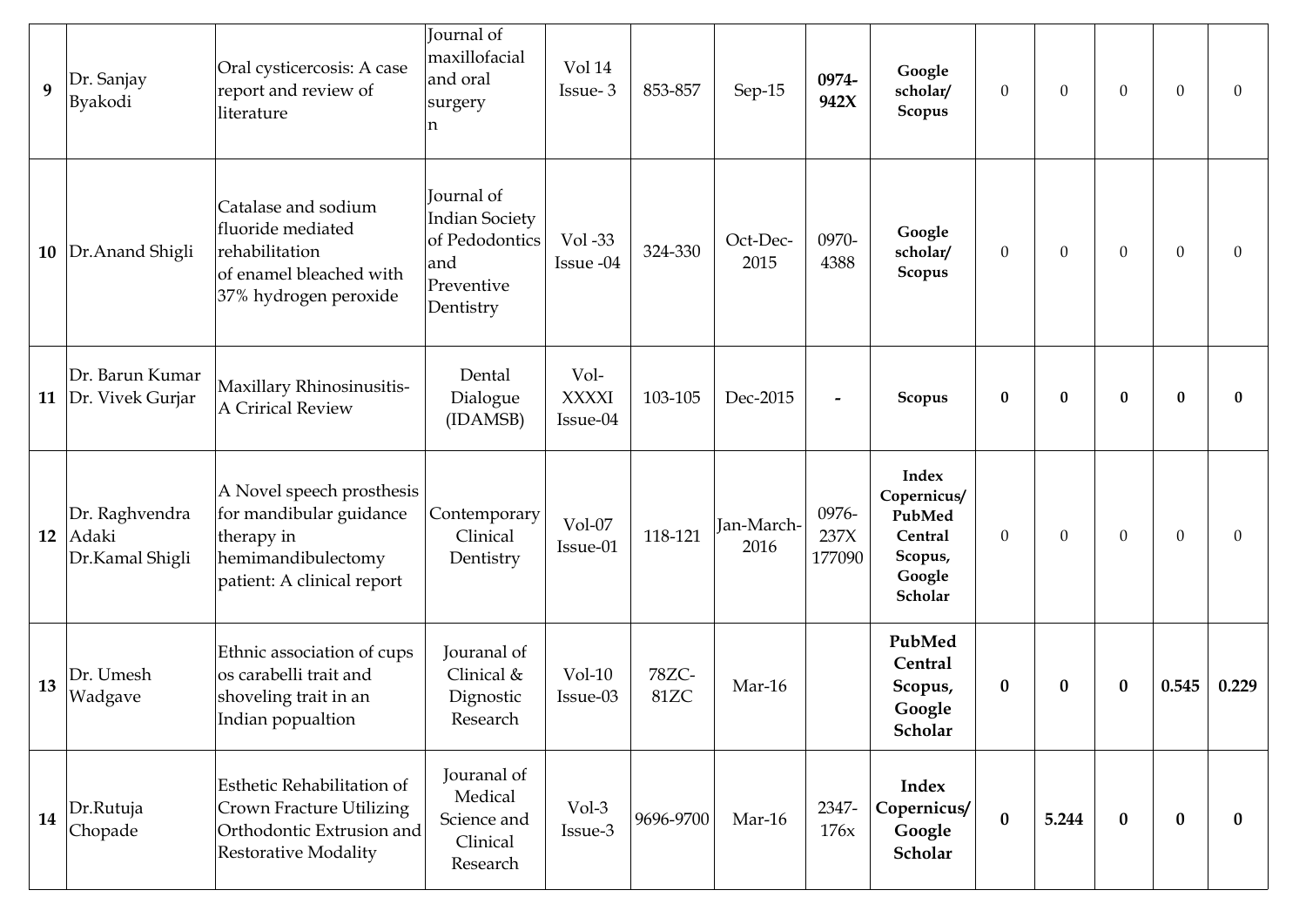| 9 | Dr. Sanjay Byakodi | Oral cysticercosis: A case report and review of literature | Journal of maxillofacial and oral surgery n | Vol 14 Issue- 3 | 853-857 | Sep-15 | **0974-942X** | **Google scholar/ Scopus** | 0 | 0 | 0 | 0 | 0 |
|---|---|---|---|---|---|---|---|---|---|---|---|---|---|
| 10 | Dr.Anand Shigli | Catalase and sodium fluoride mediated rehabilitation of enamel bleached with 37% hydrogen peroxide | Journal of Indian Society of Pedodontics and Preventive Dentistry | Vol -33 Issue -04 | 324-330 | Oct-Dec-2015 | 0970-4388 | **Google scholar/ Scopus** | 0 | 0 | 0 | 0 | 0 |
| 11 | Dr. Barun Kumar Dr. Vivek Gurjar | Maxillary Rhinosinusitis- A Crirical Review | Dental Dialogue (IDAMSB) | Vol- XXXXI Issue-04 | 103-105 | Dec-2015 | **-** | **Scopus** | **0** | **0** | **0** | **0** | **0** |
| 12 | Dr. Raghvendra Adaki Dr.Kamal Shigli | A Novel speech prosthesis for mandibular guidance therapy in hemimandibulectomy patient: A clinical report | Contemporary Clinical Dentistry | Vol-07 Issue-01 | 118-121 | Jan-March-2016 | 0976-237X 177090 | **Index Copernicus/ PubMed Central Scopus, Google Scholar** | 0 | 0 | 0 | 0 | 0 |
| 13 | Dr. Umesh Wadgave | Ethnic association of cups os carabelli trait and shoveling trait in an Indian popualtion | Jouranal of Clinical & Dignostic Research | Vol-10 Issue-03 | 78ZC-81ZC | Mar-16 | | **PubMed Central Scopus, Google Scholar** | **0** | **0** | **0** | **0.545** | **0.229** |
| 14 | Dr.Rutuja Chopade | Esthetic Rehabilitation of Crown Fracture Utilizing Orthodontic Extrusion and Restorative Modality | Jouranal of Medical Science and Clinical Research | Vol-3 Issue-3 | 9696-9700 | Mar-16 | 2347-176x | **Index Copernicus/ Google Scholar** | **0** | **5.244** | **0** | **0** | **0** |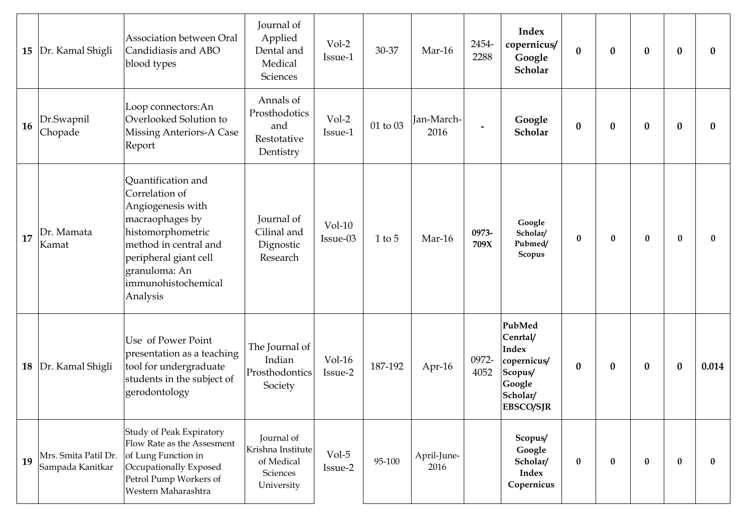| 15 | Dr. Kamal Shigli | Association between Oral Candidiasis and ABO blood types | Journal of Applied Dental and Medical Sciences | Vol-2 Issue-1 | 30-37 | Mar-16 | 2454-2288 | **Index copernicus/ Google Scholar** | **0** | **0** | **0** | **0** | **0** |
|---|---|---|---|---|---|---|---|---|---|---|---|---|---|
| 16 | Dr.Swapnil Chopade | Loop connectors:An Overlooked Solution to Missing Anteriors-A Case Report | Annals of Prosthodotics and Restotative Dentistry | Vol-2 Issue-1 | 01 to 03 | Jan-March-2016 | - | **Google Scholar** | **0** | **0** | **0** | **0** | **0** |
| 17 | Dr. Mamata Kamat | Quantification and Correlation of Angiogenesis with macraophages by histomorphometric method in central and peripheral giant cell granuloma: An immunohistochemical Analysis | Journal of Cilinal and Dignostic Research | Vol-10 Issue-03 | 1 to 5 | Mar-16 | **0973-709X** | **Google Scholar/ Pubmed/ Scopus** | **0** | **0** | **0** | **0** | **0** |
| 18 | Dr. Kamal Shigli | Use of Power Point presentation as a teaching tool for undergraduate students in the subject of gerodontology | The Journal of Indian Prosthodontics Society | Vol-16 Issue-2 | 187-192 | Apr-16 | 0972-4052 | **PubMed Cenrtal/ Index copernicus/ Scopus/ Google Scholar/ EBSCO/SJR** | **0** | **0** | **0** | **0** | **0.014** |
| 19 | Mrs. Smita Patil Dr. Sampada Kanitkar | Study of Peak Expiratory Flow Rate as the Assesment of Lung Function in Occupationally Exposed Petrol Pump Workers of Western Maharashtra | Journal of Krishna Institute of Medical Sciences University | Vol-5 Issue-2 | 95-100 | April-June-2016 | | **Scopus/ Google Scholar/ Index Copernicus** | **0** | **0** | **0** | **0** | **0** |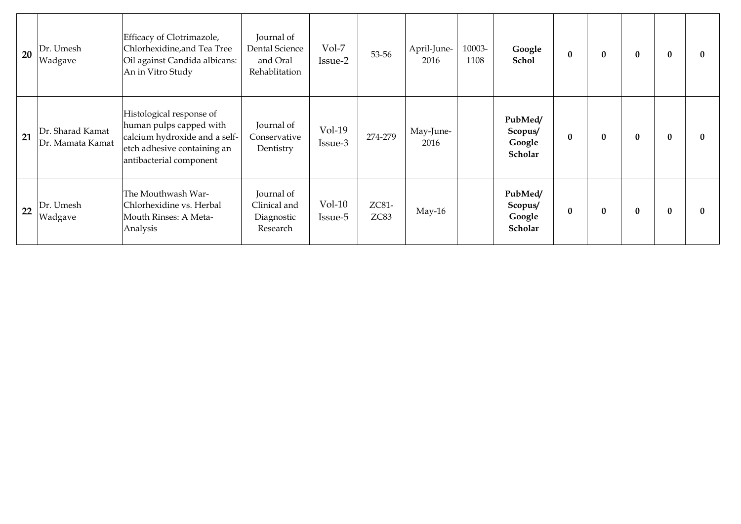| | | | | | | | | | | | | | | |
|---|---|---|---|---|---|---|---|---|---|---|---|---|---|---|
| **20** | Dr. Umesh Wadgave | Efficacy of Clotrimazole, Chlorhexidine,and Tea Tree Oil against Candida albicans: An in Vitro Study | Journal of Dental Science and Oral Rehablitation | Vol-7 Issue-2 | 53-56 | April-June-2016 | 10003-1108 | **Google Schol** | **0** | **0** | **0** | **0** | **0** |
| **21** | Dr. Sharad Kamat Dr. Mamata Kamat | Histological response of human pulps capped with calcium hydroxide and a self-etch adhesive containing an antibacterial component | Journal of Conservative Dentistry | Vol-19 Issue-3 | 274-279 | May-June-2016 | | **PubMed/ Scopus/ Google Scholar** | **0** | **0** | **0** | **0** | **0** |
| **22** | Dr. Umesh Wadgave | The Mouthwash War- Chlorhexidine vs. Herbal Mouth Rinses: A Meta-Analysis | Journal of Clinical and Diagnostic Research | Vol-10 Issue-5 | ZC81-ZC83 | May-16 | | **PubMed/ Scopus/ Google Scholar** | **0** | **0** | **0** | **0** | **0** |